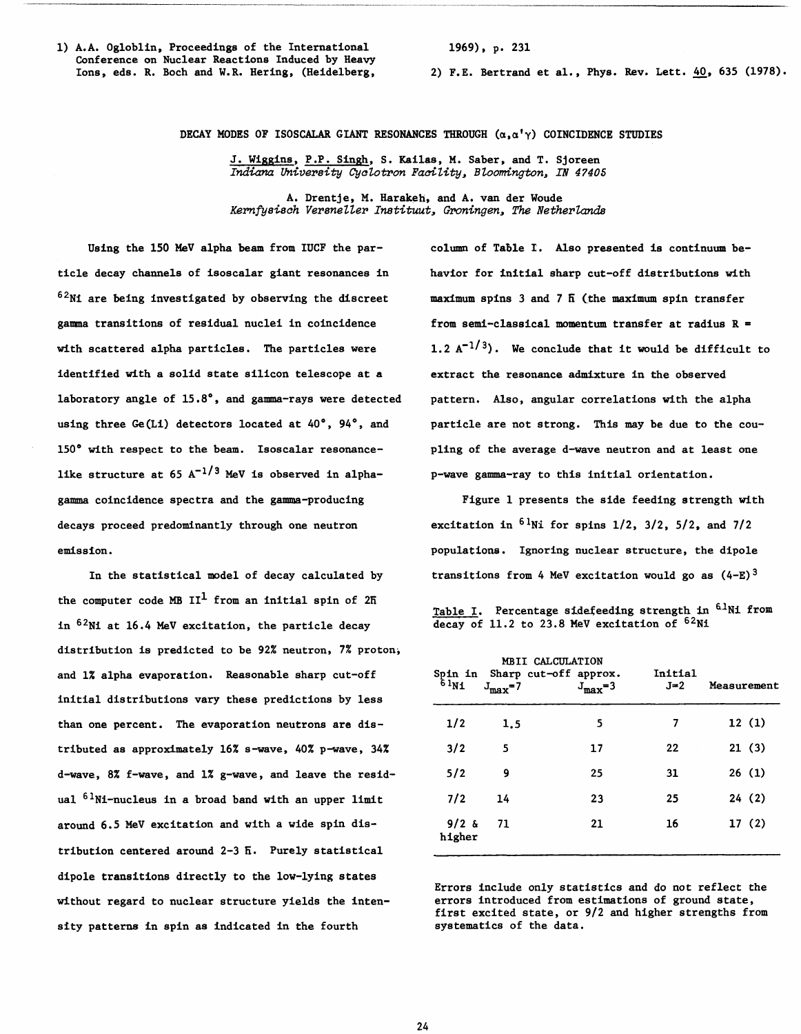1) A.A. Ogloblin, Proceedings of the International Conference on Nuclear Reactions Induced by Heavy Ions, eds. R. Boch and W.R. Hering, (Heidelberg, 1969), p. 231

2) F.E. Bertrand et al., Phys. Rev. Lett. 40, 635 (1978).

## DECAY MODES OF ISOSCALAR GIANT RESONANCES THROUGH $(\alpha,\alpha'\gamma)$ COINCIDENCE STUDIES

J. Wiggins, P.P. Singh, S. Kailas, M. Saber, and T. Sjoreen
*Indiana University Cyclotron Facility, Bloomington, IN 47405*

A. Drentje, M. Harakeh, and A. van der Woude
*Kernfysisch Verneller Instituut, Groningen, The Netherlands*

Using the 150 MeV alpha beam from IUCF the particle decay channels of isoscalar giant resonances in $^{62}$Ni are being investigated by observing the discreet gamma transitions of residual nuclei in coincidence with scattered alpha particles. The particles were identified with a solid state silicon telescope at a laboratory angle of 15.8°, and gamma-rays were detected using three Ge(Li) detectors located at 40°, 94°, and 150° with respect to the beam. Isoscalar resonance-like structure at 65 $A^{-1/3}$ MeV is observed in alpha-gamma coincidence spectra and the gamma-producing decays proceed predominantly through one neutron emission.

In the statistical model of decay calculated by the computer code MB II[1] from an initial spin of 2ħ in $^{62}$Ni at 16.4 MeV excitation, the particle decay distribution is predicted to be 92% neutron, 7% proton, and 1% alpha evaporation. Reasonable sharp cut-off initial distributions vary these predictions by less than one percent. The evaporation neutrons are distributed as approximately 16% s-wave, 40% p-wave, 34% d-wave, 8% f-wave, and 1% g-wave, and leave the residual $^{61}$Ni-nucleus in a broad band with an upper limit around 6.5 MeV excitation and with a wide spin distribution centered around 2-3 ħ. Purely statistical dipole transitions directly to the low-lying states without regard to nuclear structure yields the intensity patterns in spin as indicated in the fourth column of Table I. Also presented is continuum behavior for initial sharp cut-off distributions with maximum spins 3 and 7 ħ (the maximum spin transfer from semi-classical momentum transfer at radius R = 1.2 $A^{-1/3}$). We conclude that it would be difficult to extract the resonance admixture in the observed pattern. Also, angular correlations with the alpha particle are not strong. This may be due to the coupling of the average d-wave neutron and at least one p-wave gamma-ray to this initial orientation.

Figure 1 presents the side feeding strength with excitation in $^{61}$Ni for spins 1/2, 3/2, 5/2, and 7/2 populations. Ignoring nuclear structure, the dipole transitions from 4 MeV excitation would go as $(4-E)^3$

Table I. Percentage sidefeeding strength in $^{61}$Ni from decay of 11.2 to 23.8 MeV excitation of $^{62}$Ni

| Spin in $^{61}$Ni | MBII CALCULATION Sharp cut-off approx. $J_{max}=7$ | $J_{max}=3$ | Initial J=2 | Measurement |
|---|---|---|---|---|
| 1/2 | 1.5 | 5 | 7 | 12 (1) |
| 3/2 | 5 | 17 | 22 | 21 (3) |
| 5/2 | 9 | 25 | 31 | 26 (1) |
| 7/2 | 14 | 23 | 25 | 24 (2) |
| 9/2 & higher | 71 | 21 | 16 | 17 (2) |

Errors include only statistics and do not reflect the errors introduced from estimations of ground state, first excited state, or 9/2 and higher strengths from systematics of the data.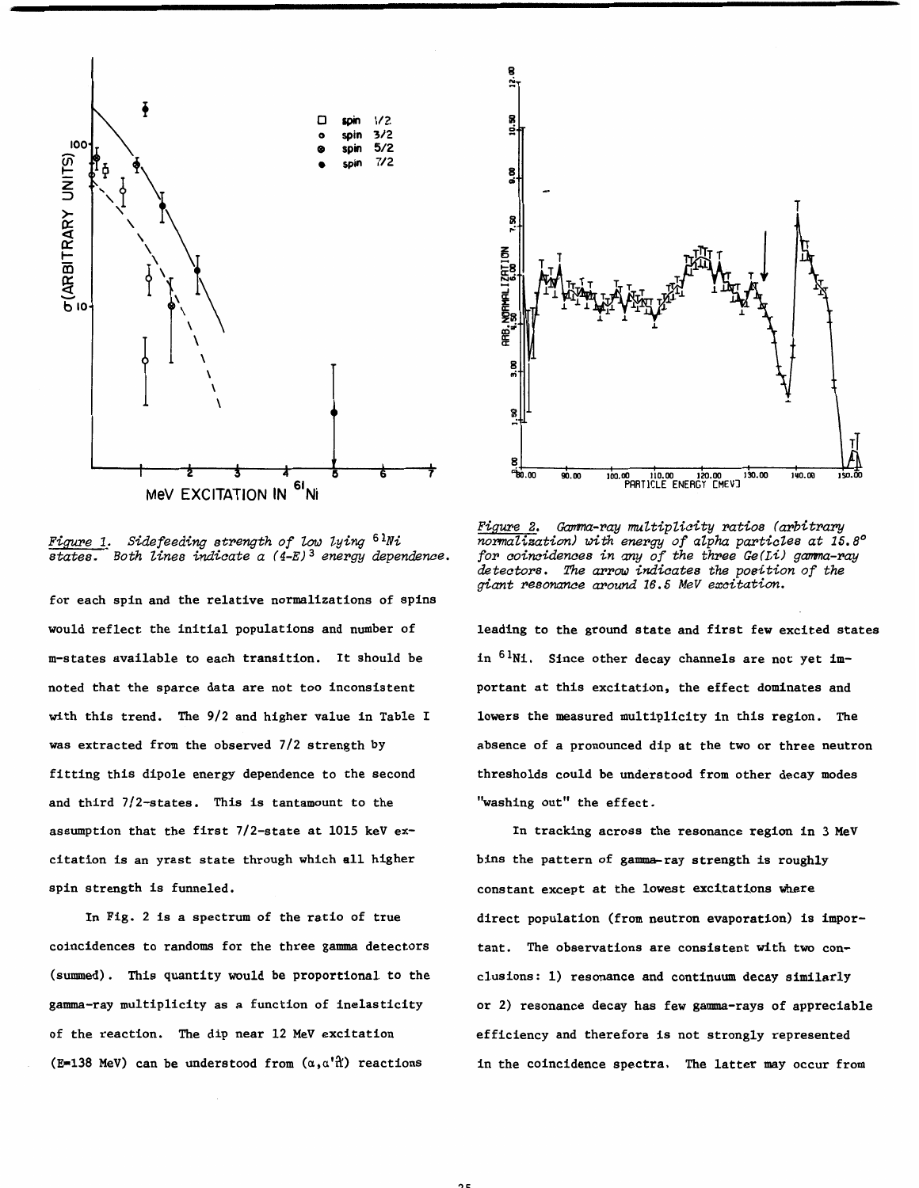$\sigma$(ARBITRARY UNITS)

100

10

□ spin 1/2
○ spin 3/2
⊗ spin 5/2
● spin 7/2

2 3 4 5 6 7

MeV EXCITATION IN $^{61}$Ni

*Figure 1. Sidefeeding strength of low lying $^{61}$Ni states. Both lines indicate a $(4-E)^3$ energy dependence.*

ARB. NORMALIZATION

1.50 3.00 4.50 6.00 7.50 9.00 10.50 12.00

80.00 90.00 100.00 110.00 120.00 130.00 140.00 150.00

PARTICLE ENERGY [MEV]

*Figure 2. Gamma-ray multiplicity ratios (arbitrary normalization) with energy of alpha particles at 15.8° for coincidences in any of the three Ge(Li) gamma-ray detectors. The arrow indicates the position of the giant resonance around 16.5 MeV excitation.*

for each spin and the relative normalizations of spins would reflect the initial populations and number of m-states available to each transition. It should be noted that the sparce data are not too inconsistent with this trend. The 9/2 and higher value in Table I was extracted from the observed 7/2 strength by fitting this dipole energy dependence to the second and third 7/2-states. This is tantamount to the assumption that the first 7/2-state at 1015 keV excitation is an yrast state through which all higher spin strength is funneled.

In Fig. 2 is a spectrum of the ratio of true coincidences to randoms for the three gamma detectors (summed). This quantity would be proportional to the gamma-ray multiplicity as a function of inelasticity of the reaction. The dip near 12 MeV excitation (E=138 MeV) can be understood from $(\alpha,\alpha'\hat{n})$ reactions leading to the ground state and first few excited states in $^{61}$Ni. Since other decay channels are not yet important at this excitation, the effect dominates and lowers the measured multiplicity in this region. The absence of a pronounced dip at the two or three neutron thresholds could be understood from other decay modes "washing out" the effect.

In tracking across the resonance region in 3 MeV bins the pattern of gamma-ray strength is roughly constant except at the lowest excitations where direct population (from neutron evaporation) is important. The observations are consistent with two conclusions: 1) resonance and continuum decay similarly or 2) resonance decay has few gamma-rays of appreciable efficiency and therefore is not strongly represented in the coincidence spectra. The latter may occur from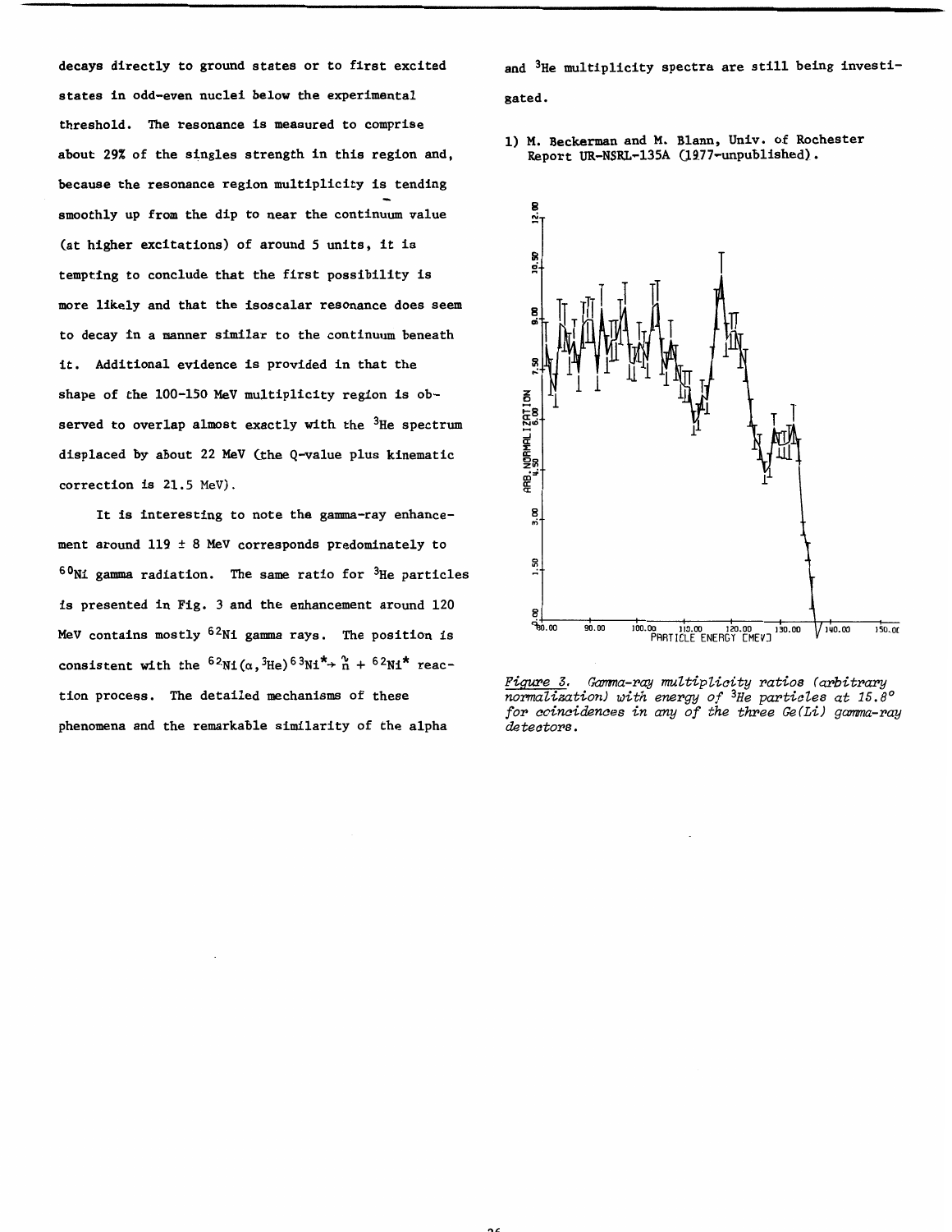decays directly to ground states or to first excited states in odd-even nuclei below the experimental threshold. The resonance is measured to comprise about 29% of the singles strength in this region and, because the resonance region multiplicity is tending smoothly up from the dip to near the continuum value (at higher excitations) of around 5 units, it is tempting to conclude that the first possibility is more likely and that the isoscalar resonance does seem to decay in a manner similar to the continuum beneath it. Additional evidence is provided in that the shape of the 100-150 MeV multiplicity region is observed to overlap almost exactly with the $^{3}$He spectrum displaced by about 22 MeV (the Q-value plus kinematic correction is 21.5 MeV).

It is interesting to note the gamma-ray enhancement around 119 ± 8 MeV corresponds predominately to $^{60}$Ni gamma radiation. The same ratio for $^{3}$He particles is presented in Fig. 3 and the enhancement around 120 MeV contains mostly $^{62}$Ni gamma rays. The position is consistent with the $^{62}$Ni($\alpha$,$^{3}$He)$^{63}$Ni$^{*}$ → $\tilde{n}$ + $^{62}$Ni$^{*}$ reaction process. The detailed mechanisms of these phenomena and the remarkable similarity of the alpha and $^{3}$He multiplicity spectra are still being investigated.

1) M. Beckerman and M. Blann, Univ. of Rochester Report UR-NSRL-135A (1977-unpublished).

ARB. NORMALIZATION

0.00
1.50
3.00
4.50
6.00
7.50
9.00
10.50
12.00

80.00 90.00 100.00 110.00 120.00 130.00 140.00 150.00

PARTICLE ENERGY [MEV]

*Figure 3. Gamma-ray multiplicity ratios (arbitrary normalization) with energy of $^{3}$He particles at 15.8° for coincidences in any of the three Ge(Li) gamma-ray detectors.*